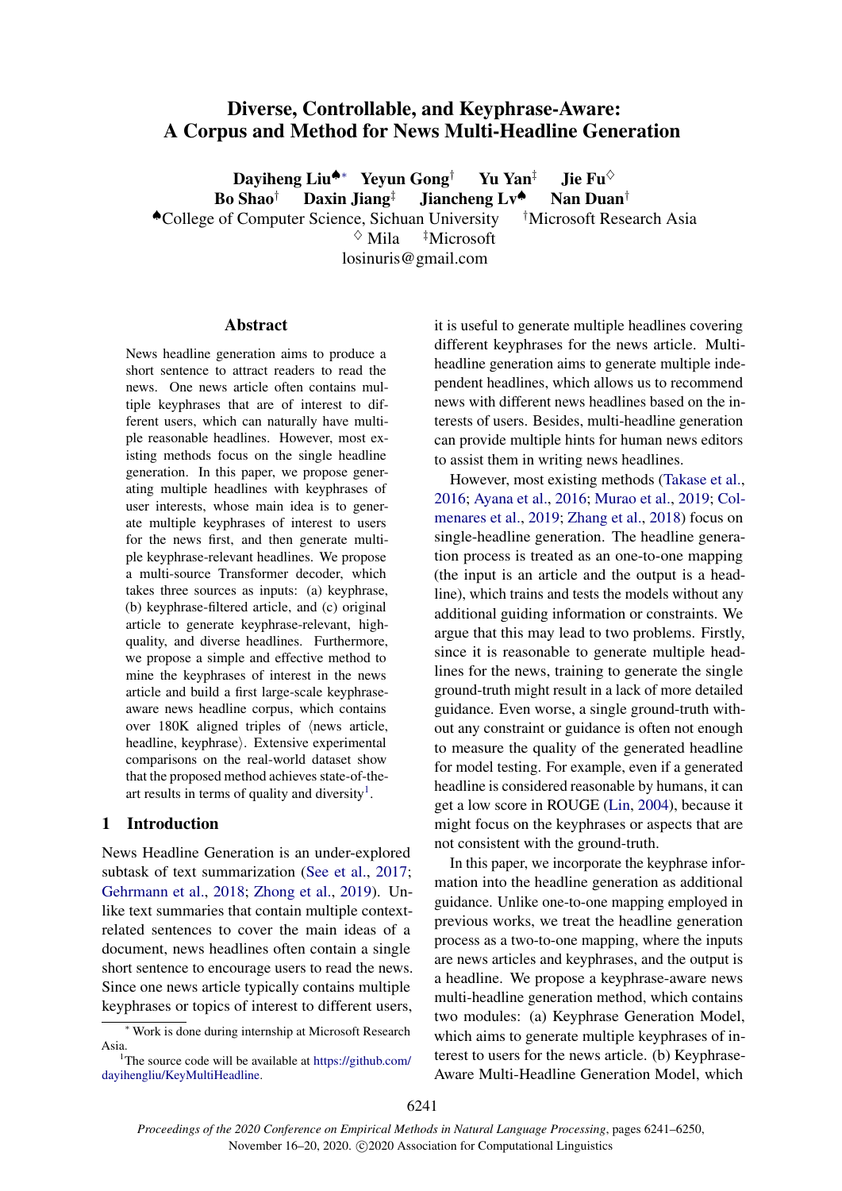# Diverse, Controllable, and Keyphrase-Aware: A Corpus and Method for News Multi-Headline Generation

**Dayiheng Liu**[♠*] **Yeyun Gong**[†] **Yu Yan**[‡] **Jie Fu**[♢]
**Bo Shao**[†] **Daxin Jiang**[‡] **Jiancheng Lv**[♠] **Nan Duan**[†]

[♠]College of Computer Science, Sichuan University [†]Microsoft Research Asia
[♢] Mila [‡]Microsoft
losinuris@gmail.com

## Abstract

News headline generation aims to produce a short sentence to attract readers to read the news. One news article often contains multiple keyphrases that are of interest to different users, which can naturally have multiple reasonable headlines. However, most existing methods focus on the single headline generation. In this paper, we propose generating multiple headlines with keyphrases of user interests, whose main idea is to generate multiple keyphrases of interest to users for the news first, and then generate multiple keyphrase-relevant headlines. We propose a multi-source Transformer decoder, which takes three sources as inputs: (a) keyphrase, (b) keyphrase-filtered article, and (c) original article to generate keyphrase-relevant, high-quality, and diverse headlines. Furthermore, we propose a simple and effective method to mine the keyphrases of interest in the news article and build a first large-scale keyphrase-aware news headline corpus, which contains over 180K aligned triples of ⟨news article, headline, keyphrase⟩. Extensive experimental comparisons on the real-world dataset show that the proposed method achieves state-of-the-art results in terms of quality and diversity[1].

## 1 Introduction

News Headline Generation is an under-explored subtask of text summarization (See et al., 2017; Gehrmann et al., 2018; Zhong et al., 2019). Unlike text summaries that contain multiple context-related sentences to cover the main ideas of a document, news headlines often contain a single short sentence to encourage users to read the news. Since one news article typically contains multiple keyphrases or topics of interest to different users, it is useful to generate multiple headlines covering different keyphrases for the news article. Multi-headline generation aims to generate multiple independent headlines, which allows us to recommend news with different news headlines based on the interests of users. Besides, multi-headline generation can provide multiple hints for human news editors to assist them in writing news headlines.

However, most existing methods (Takase et al., 2016; Ayana et al., 2016; Murao et al., 2019; Colmenares et al., 2019; Zhang et al., 2018) focus on single-headline generation. The headline generation process is treated as an one-to-one mapping (the input is an article and the output is a headline), which trains and tests the models without any additional guiding information or constraints. We argue that this may lead to two problems. Firstly, since it is reasonable to generate multiple headlines for the news, training to generate the single ground-truth might result in a lack of more detailed guidance. Even worse, a single ground-truth without any constraint or guidance is often not enough to measure the quality of the generated headline for model testing. For example, even if a generated headline is considered reasonable by humans, it can get a low score in ROUGE (Lin, 2004), because it might focus on the keyphrases or aspects that are not consistent with the ground-truth.

In this paper, we incorporate the keyphrase information into the headline generation as additional guidance. Unlike one-to-one mapping employed in previous works, we treat the headline generation process as a two-to-one mapping, where the inputs are news articles and keyphrases, and the output is a headline. We propose a keyphrase-aware news multi-headline generation method, which contains two modules: (a) Keyphrase Generation Model, which aims to generate multiple keyphrases of interest to users for the news article. (b) Keyphrase-Aware Multi-Headline Generation Model, which

[*] Work is done during internship at Microsoft Research Asia.

[1]The source code will be available at https://github.com/dayihengliu/KeyMultiHeadline.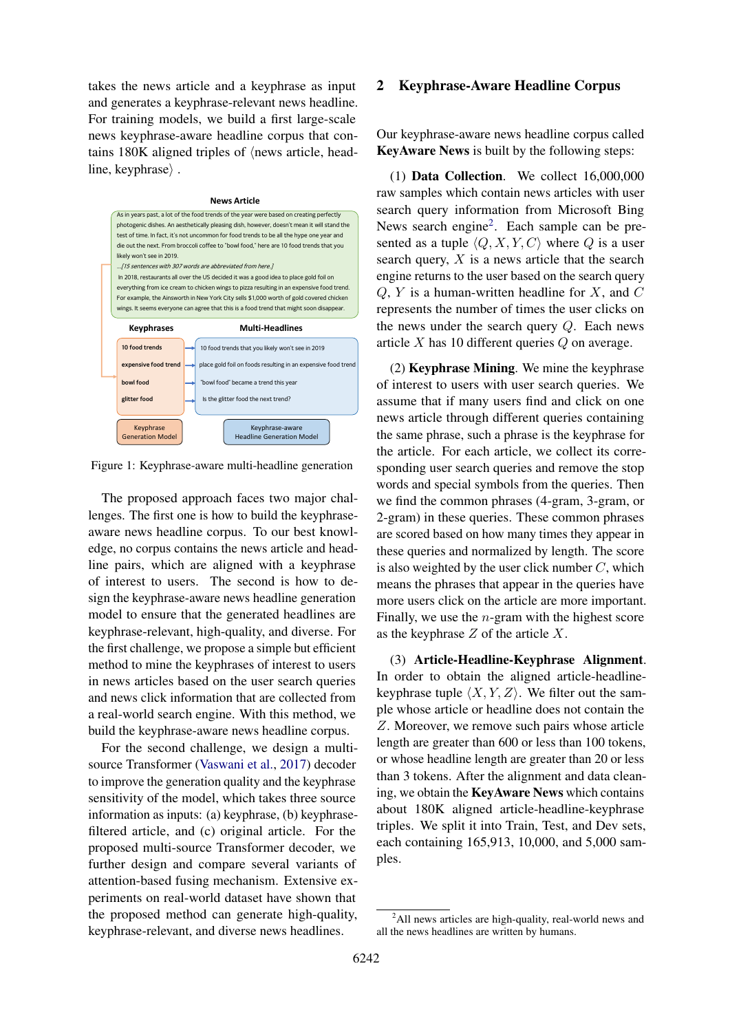takes the news article and a keyphrase as input and generates a keyphrase-relevant news headline. For training models, we build a first large-scale news keyphrase-aware headline corpus that contains 180K aligned triples of ⟨news article, headline, keyphrase⟩ .

**News Article**

As in years past, a lot of the food trends of the year were based on creating perfectly photogenic dishes. An aesthetically pleasing dish, however, doesn't mean it will stand the test of time. In fact, it's not uncommon for food trends to be all the hype one year and die out the next. From broccoli coffee to "bowl food," here are 10 food trends that you likely won't see in 2019.

...*[15 sentences with 307 words are abbreviated from here.]*

In 2018, restaurants all over the US decided it was a good idea to place gold foil on everything from ice cream to chicken wings to pizza resulting in an expensive food trend. For example, the Ainsworth in New York City sells $1,000 worth of gold covered chicken wings. It seems everyone can agree that this is a food trend that might soon disappear.

| Keyphrases | Multi-Headlines |
| --- | --- |
| 10 food trends | 10 food trends that you likely won't see in 2019 |
| expensive food trend | place gold foil on foods resulting in an expensive food trend |
| bowl food | "bowl food" became a trend this year |
| glitter food | Is the glitter food the next trend? |
| Keyphrase Generation Model | Keyphrase-aware Headline Generation Model |

Figure 1: Keyphrase-aware multi-headline generation

The proposed approach faces two major challenges. The first one is how to build the keyphrase-aware news headline corpus. To our best knowledge, no corpus contains the news article and headline pairs, which are aligned with a keyphrase of interest to users. The second is how to design the keyphrase-aware news headline generation model to ensure that the generated headlines are keyphrase-relevant, high-quality, and diverse. For the first challenge, we propose a simple but efficient method to mine the keyphrases of interest to users in news articles based on the user search queries and news click information that are collected from a real-world search engine. With this method, we build the keyphrase-aware news headline corpus.

For the second challenge, we design a multi-source Transformer (Vaswani et al., 2017) decoder to improve the generation quality and the keyphrase sensitivity of the model, which takes three source information as inputs: (a) keyphrase, (b) keyphrase-filtered article, and (c) original article. For the proposed multi-source Transformer decoder, we further design and compare several variants of attention-based fusing mechanism. Extensive experiments on real-world dataset have shown that the proposed method can generate high-quality, keyphrase-relevant, and diverse news headlines.

## 2 Keyphrase-Aware Headline Corpus

Our keyphrase-aware news headline corpus called **KeyAware News** is built by the following steps:

(1) **Data Collection**. We collect 16,000,000 raw samples which contain news articles with user search query information from Microsoft Bing News search engine[2]. Each sample can be presented as a tuple $\langle Q, X, Y, C \rangle$ where $Q$ is a user search query, $X$ is a news article that the search engine returns to the user based on the search query $Q$, $Y$ is a human-written headline for $X$, and $C$ represents the number of times the user clicks on the news under the search query $Q$. Each news article $X$ has 10 different queries $Q$ on average.

(2) **Keyphrase Mining**. We mine the keyphrase of interest to users with user search queries. We assume that if many users find and click on one news article through different queries containing the same phrase, such a phrase is the keyphrase for the article. For each article, we collect its corresponding user search queries and remove the stop words and special symbols from the queries. Then we find the common phrases (4-gram, 3-gram, or 2-gram) in these queries. These common phrases are scored based on how many times they appear in these queries and normalized by length. The score is also weighted by the user click number $C$, which means the phrases that appear in the queries have more users click on the article are more important. Finally, we use the $n$-gram with the highest score as the keyphrase $Z$ of the article $X$.

(3) **Article-Headline-Keyphrase Alignment**. In order to obtain the aligned article-headline-keyphrase tuple $\langle X, Y, Z \rangle$. We filter out the sample whose article or headline does not contain the $Z$. Moreover, we remove such pairs whose article length are greater than 600 or less than 100 tokens, or whose headline length are greater than 20 or less than 3 tokens. After the alignment and data cleaning, we obtain the **KeyAware News** which contains about 180K aligned article-headline-keyphrase triples. We split it into Train, Test, and Dev sets, each containing 165,913, 10,000, and 5,000 samples.

[2] All news articles are high-quality, real-world news and all the news headlines are written by humans.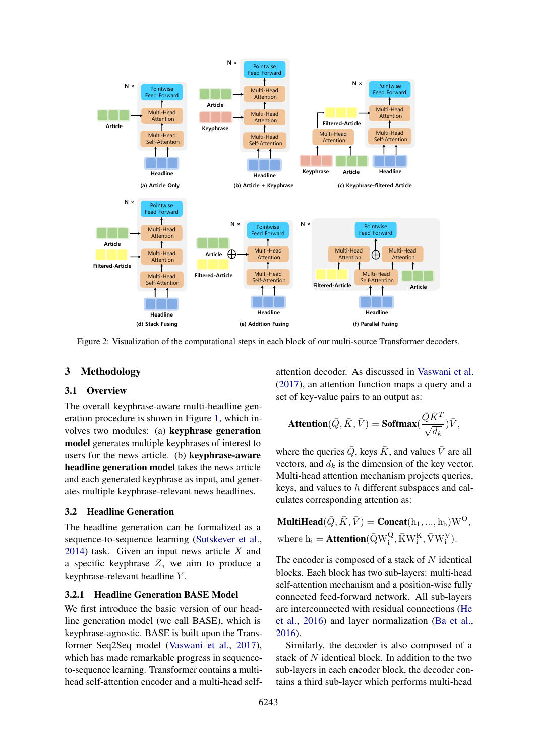Figure 2: Visualization of the computational steps in each block of our multi-source Transformer decoders.

## 3 Methodology

### 3.1 Overview

The overall keyphrase-aware multi-headline generation procedure is shown in Figure 1, which involves two modules: (a) **keyphrase generation model** generates multiple keyphrases of interest to users for the news article. (b) **keyphrase-aware headline generation model** takes the news article and each generated keyphrase as input, and generates multiple keyphrase-relevant news headlines.

### 3.2 Headline Generation

The headline generation can be formalized as a sequence-to-sequence learning (Sutskever et al., 2014) task. Given an input news article $X$ and a specific keyphrase $Z$, we aim to produce a keyphrase-relevant headline $Y$.

#### 3.2.1 Headline Generation BASE Model

We first introduce the basic version of our headline generation model (we call BASE), which is keyphrase-agnostic. BASE is built upon the Transformer Seq2Seq model (Vaswani et al., 2017), which has made remarkable progress in sequence-to-sequence learning. Transformer contains a multi-head self-attention encoder and a multi-head self-attention decoder. As discussed in Vaswani et al. (2017), an attention function maps a query and a set of key-value pairs to an output as:

$$\textbf{Attention}(\bar{Q}, \bar{K}, \bar{V}) = \textbf{Softmax}(\frac{\bar{Q}\bar{K}^T}{\sqrt{d_k}})\bar{V},$$

where the queries $\bar{Q}$, keys $\bar{K}$, and values $\bar{V}$ are all vectors, and $d_k$ is the dimension of the key vector. Multi-head attention mechanism projects queries, keys, and values to $h$ different subspaces and calculates corresponding attention as:

$$\textbf{MultiHead}(\bar{Q}, \bar{K}, \bar{V}) = \textbf{Concat}(\mathrm{h}_1, ..., \mathrm{h}_\mathrm{h})\mathrm{W}^\mathrm{O},$$

$$\text{where } \mathrm{h}_\mathrm{i} = \textbf{Attention}(\bar{\mathrm{Q}}\mathrm{W}_\mathrm{i}^\mathrm{Q}, \bar{\mathrm{K}}\mathrm{W}_\mathrm{i}^\mathrm{K}, \bar{\mathrm{V}}\mathrm{W}_\mathrm{i}^\mathrm{V}).$$

The encoder is composed of a stack of $N$ identical blocks. Each block has two sub-layers: multi-head self-attention mechanism and a position-wise fully connected feed-forward network. All sub-layers are interconnected with residual connections (He et al., 2016) and layer normalization (Ba et al., 2016).

Similarly, the decoder is also composed of a stack of $N$ identical block. In addition to the two sub-layers in each encoder block, the decoder contains a third sub-layer which performs multi-head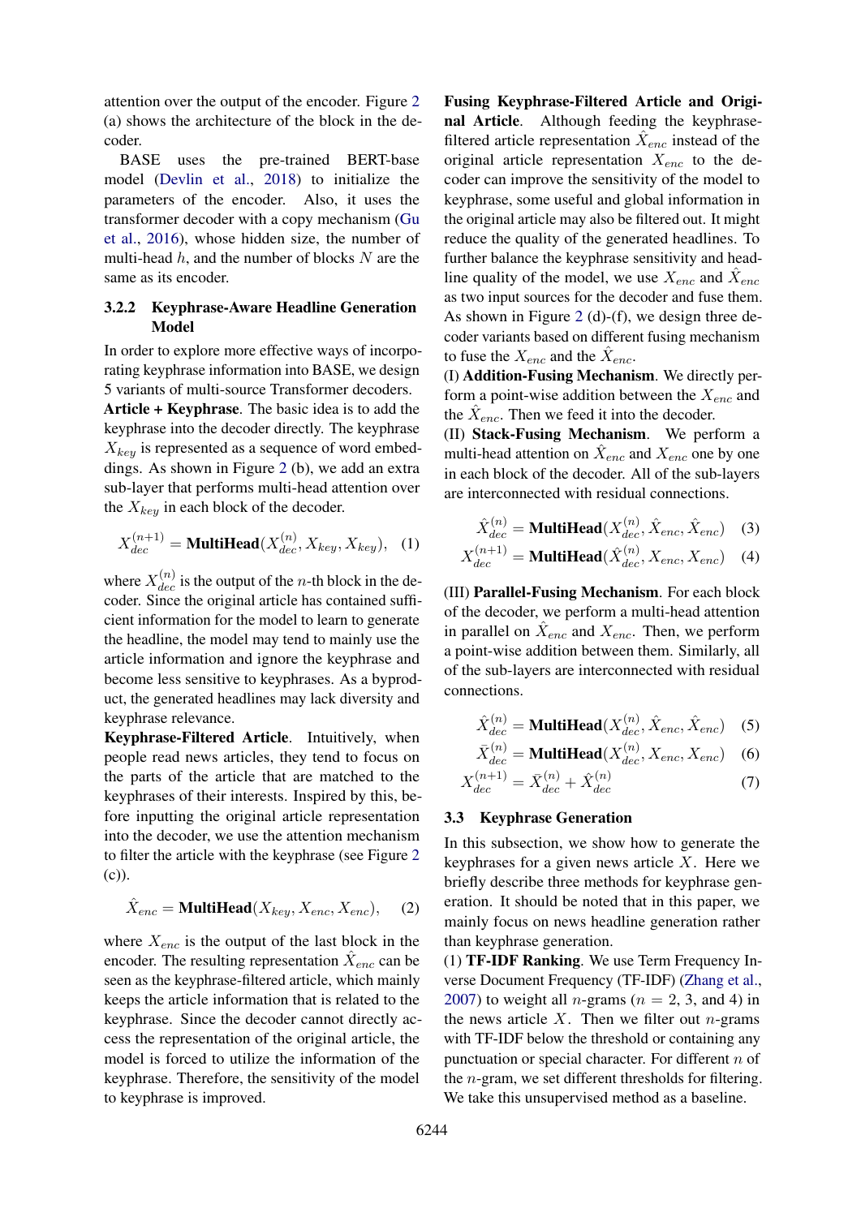attention over the output of the encoder. Figure 2 (a) shows the architecture of the block in the decoder.

BASE uses the pre-trained BERT-base model (Devlin et al., 2018) to initialize the parameters of the encoder. Also, it uses the transformer decoder with a copy mechanism (Gu et al., 2016), whose hidden size, the number of multi-head $h$, and the number of blocks $N$ are the same as its encoder.

#### 3.2.2 Keyphrase-Aware Headline Generation Model

In order to explore more effective ways of incorporating keyphrase information into BASE, we design 5 variants of multi-source Transformer decoders.

**Article + Keyphrase**. The basic idea is to add the keyphrase into the decoder directly. The keyphrase $X_{key}$ is represented as a sequence of word embeddings. As shown in Figure 2 (b), we add an extra sub-layer that performs multi-head attention over the $X_{key}$ in each block of the decoder.

$$X_{dec}^{(n+1)} = \textbf{MultiHead}(X_{dec}^{(n)}, X_{key}, X_{key}), \quad (1)$$

where $X_{dec}^{(n)}$ is the output of the $n$-th block in the decoder. Since the original article has contained sufficient information for the model to learn to generate the headline, the model may tend to mainly use the article information and ignore the keyphrase and become less sensitive to keyphrases. As a byproduct, the generated headlines may lack diversity and keyphrase relevance.

**Keyphrase-Filtered Article**. Intuitively, when people read news articles, they tend to focus on the parts of the article that are matched to the keyphrases of their interests. Inspired by this, before inputting the original article representation into the decoder, we use the attention mechanism to filter the article with the keyphrase (see Figure 2 (c)).

$$\hat{X}_{enc} = \textbf{MultiHead}(X_{key}, X_{enc}, X_{enc}), \quad (2)$$

where $X_{enc}$ is the output of the last block in the encoder. The resulting representation $\hat{X}_{enc}$ can be seen as the keyphrase-filtered article, which mainly keeps the article information that is related to the keyphrase. Since the decoder cannot directly access the representation of the original article, the model is forced to utilize the information of the keyphrase. Therefore, the sensitivity of the model to keyphrase is improved.

**Fusing Keyphrase-Filtered Article and Original Article**. Although feeding the keyphrase-filtered article representation $\hat{X}_{enc}$ instead of the original article representation $X_{enc}$ to the decoder can improve the sensitivity of the model to keyphrase, some useful and global information in the original article may also be filtered out. It might reduce the quality of the generated headlines. To further balance the keyphrase sensitivity and headline quality of the model, we use $X_{enc}$ and $\hat{X}_{enc}$ as two input sources for the decoder and fuse them. As shown in Figure 2 (d)-(f), we design three decoder variants based on different fusing mechanism to fuse the $X_{enc}$ and the $\hat{X}_{enc}$.

(I) **Addition-Fusing Mechanism**. We directly perform a point-wise addition between the $X_{enc}$ and the $\hat{X}_{enc}$. Then we feed it into the decoder.

(II) **Stack-Fusing Mechanism**. We perform a multi-head attention on $\hat{X}_{enc}$ and $X_{enc}$ one by one in each block of the decoder. All of the sub-layers are interconnected with residual connections.

$$\hat{X}_{dec}^{(n)} = \textbf{MultiHead}(X_{dec}^{(n)}, \hat{X}_{enc}, \hat{X}_{enc}) \quad (3)$$

$$X_{dec}^{(n+1)} = \textbf{MultiHead}(\hat{X}_{dec}^{(n)}, X_{enc}, X_{enc}) \quad (4)$$

(III) **Parallel-Fusing Mechanism**. For each block of the decoder, we perform a multi-head attention in parallel on $\hat{X}_{enc}$ and $X_{enc}$. Then, we perform a point-wise addition between them. Similarly, all of the sub-layers are interconnected with residual connections.

$$\hat{X}_{dec}^{(n)} = \textbf{MultiHead}(X_{dec}^{(n)}, \hat{X}_{enc}, \hat{X}_{enc}) \quad (5)$$

$$\bar{X}_{dec}^{(n)} = \textbf{MultiHead}(X_{dec}^{(n)}, X_{enc}, X_{enc}) \quad (6)$$

$$X_{dec}^{(n+1)} = \bar{X}_{dec}^{(n)} + \hat{X}_{dec}^{(n)} \quad (7)$$

### 3.3 Keyphrase Generation

In this subsection, we show how to generate the keyphrases for a given news article $X$. Here we briefly describe three methods for keyphrase generation. It should be noted that in this paper, we mainly focus on news headline generation rather than keyphrase generation.

(1) **TF-IDF Ranking**. We use Term Frequency Inverse Document Frequency (TF-IDF) (Zhang et al., 2007) to weight all $n$-grams ($n$ = 2, 3, and 4) in the news article $X$. Then we filter out $n$-grams with TF-IDF below the threshold or containing any punctuation or special character. For different $n$ of the $n$-gram, we set different thresholds for filtering. We take this unsupervised method as a baseline.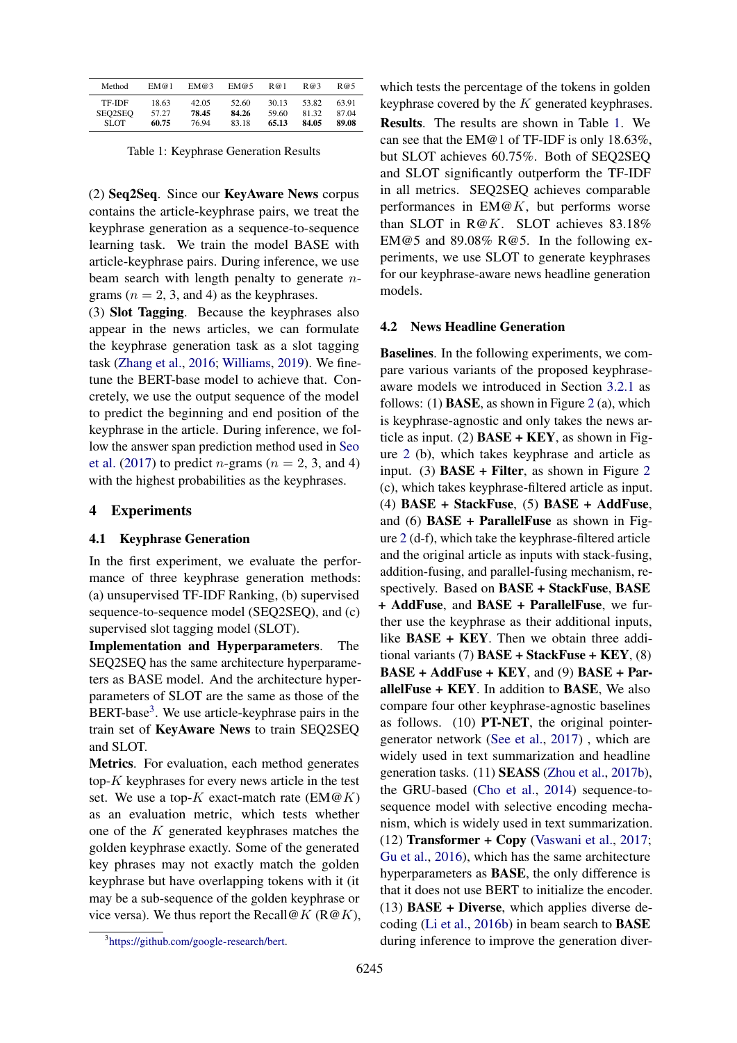| Method | EM@1 | EM@3 | EM@5 | R@1 | R@3 | R@5 |
|---|---|---|---|---|---|---|
| TF-IDF | 18.63 | 42.05 | 52.60 | 30.13 | 53.82 | 63.91 |
| SEQ2SEQ | 57.27 | **78.45** | **84.26** | 59.60 | 81.32 | 87.04 |
| SLOT | **60.75** | 76.94 | 83.18 | **65.13** | **84.05** | **89.08** |

Table 1: Keyphrase Generation Results

(2) **Seq2Seq**. Since our **KeyAware News** corpus contains the article-keyphrase pairs, we treat the keyphrase generation as a sequence-to-sequence learning task. We train the model BASE with article-keyphrase pairs. During inference, we use beam search with length penalty to generate $n$-grams ($n$ = 2, 3, and 4) as the keyphrases.

(3) **Slot Tagging**. Because the keyphrases also appear in the news articles, we can formulate the keyphrase generation task as a slot tagging task (Zhang et al., 2016; Williams, 2019). We fine-tune the BERT-base model to achieve that. Concretely, we use the output sequence of the model to predict the beginning and end position of the keyphrase in the article. During inference, we follow the answer span prediction method used in Seo et al. (2017) to predict $n$-grams ($n$ = 2, 3, and 4) with the highest probabilities as the keyphrases.

# 4 Experiments

## 4.1 Keyphrase Generation

In the first experiment, we evaluate the performance of three keyphrase generation methods: (a) unsupervised TF-IDF Ranking, (b) supervised sequence-to-sequence model (SEQ2SEQ), and (c) supervised slot tagging model (SLOT).

**Implementation and Hyperparameters**. The SEQ2SEQ has the same architecture hyperparameters as BASE model. And the architecture hyperparameters of SLOT are the same as those of the BERT-base[3]. We use article-keyphrase pairs in the train set of **KeyAware News** to train SEQ2SEQ and SLOT.

**Metrics**. For evaluation, each method generates top-$K$ keyphrases for every news article in the test set. We use a top-$K$ exact-match rate (EM@$K$) as an evaluation metric, which tests whether one of the $K$ generated keyphrases matches the golden keyphrase exactly. Some of the generated key phrases may not exactly match the golden keyphrase but have overlapping tokens with it (it may be a sub-sequence of the golden keyphrase or vice versa). We thus report the Recall@$K$ (R@$K$), which tests the percentage of the tokens in golden keyphrase covered by the $K$ generated keyphrases.

**Results**. The results are shown in Table 1. We can see that the EM@1 of TF-IDF is only 18.63%, but SLOT achieves 60.75%. Both of SEQ2SEQ and SLOT significantly outperform the TF-IDF in all metrics. SEQ2SEQ achieves comparable performances in EM@$K$, but performs worse than SLOT in R@$K$. SLOT achieves 83.18% EM@5 and 89.08% R@5. In the following experiments, we use SLOT to generate keyphrases for our keyphrase-aware news headline generation models.

## 4.2 News Headline Generation

**Baselines**. In the following experiments, we compare various variants of the proposed keyphrase-aware models we introduced in Section 3.2.1 as follows: (1) **BASE**, as shown in Figure 2 (a), which is keyphrase-agnostic and only takes the news article as input. (2) **BASE + KEY**, as shown in Figure 2 (b), which takes keyphrase and article as input. (3) **BASE + Filter**, as shown in Figure 2 (c), which takes keyphrase-filtered article as input. (4) **BASE + StackFuse**, (5) **BASE + AddFuse**, and (6) **BASE + ParallelFuse** as shown in Figure 2 (d-f), which take the keyphrase-filtered article and the original article as inputs with stack-fusing, addition-fusing, and parallel-fusing mechanism, respectively. Based on **BASE + StackFuse**, **BASE + AddFuse**, and **BASE + ParallelFuse**, we further use the keyphrase as their additional inputs, like **BASE + KEY**. Then we obtain three additional variants (7) **BASE + StackFuse + KEY**, (8) **BASE + AddFuse + KEY**, and (9) **BASE + ParallelFuse + KEY**. In addition to **BASE**, We also compare four other keyphrase-agnostic baselines as follows. (10) **PT-NET**, the original pointer-generator network (See et al., 2017) , which are widely used in text summarization and headline generation tasks. (11) **SEASS** (Zhou et al., 2017b), the GRU-based (Cho et al., 2014) sequence-to-sequence model with selective encoding mechanism, which is widely used in text summarization. (12) **Transformer + Copy** (Vaswani et al., 2017; Gu et al., 2016), which has the same architecture hyperparameters as **BASE**, the only difference is that it does not use BERT to initialize the encoder. (13) **BASE + Diverse**, which applies diverse decoding (Li et al., 2016b) in beam search to **BASE** during inference to improve the generation diver-

[3] https://github.com/google-research/bert.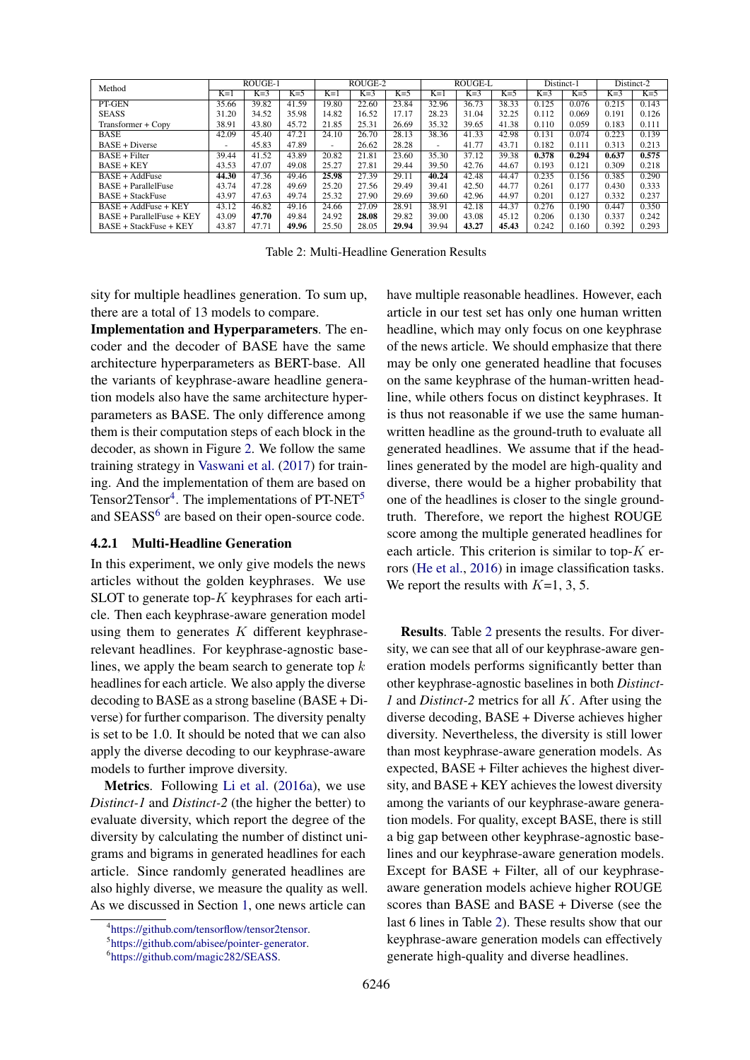| Method | ROUGE-1 | | | ROUGE-2 | | | ROUGE-L | | | Distinct-1 | | Distinct-2 | |
|---|---|---|---|---|---|---|---|---|---|---|---|---|---|
| | K=1 | K=3 | K=5 | K=1 | K=3 | K=5 | K=1 | K=3 | K=5 | K=3 | K=5 | K=3 | K=5 |
| PT-GEN | 35.66 | 39.82 | 41.59 | 19.80 | 22.60 | 23.84 | 32.96 | 36.73 | 38.33 | 0.125 | 0.076 | 0.215 | 0.143 |
| SEASS | 31.20 | 34.52 | 35.98 | 14.82 | 16.52 | 17.17 | 28.23 | 31.04 | 32.25 | 0.112 | 0.069 | 0.191 | 0.126 |
| Transformer + Copy | 38.91 | 43.80 | 45.72 | 21.85 | 25.31 | 26.69 | 35.32 | 39.65 | 41.38 | 0.110 | 0.059 | 0.183 | 0.111 |
| BASE | 42.09 | 45.40 | 47.21 | 24.10 | 26.70 | 28.13 | 38.36 | 41.33 | 42.98 | 0.131 | 0.074 | 0.223 | 0.139 |
| BASE + Diverse | - | 45.83 | 47.89 | - | 26.62 | 28.28 | - | 41.77 | 43.71 | 0.182 | 0.111 | 0.313 | 0.213 |
| BASE + Filter | 39.44 | 41.52 | 43.89 | 20.82 | 21.81 | 23.60 | 35.30 | 37.12 | 39.38 | **0.378** | **0.294** | **0.637** | **0.575** |
| BASE + KEY | 43.53 | 47.07 | 49.08 | 25.27 | 27.81 | 29.44 | 39.50 | 42.76 | 44.67 | 0.193 | 0.121 | 0.309 | 0.218 |
| BASE + AddFuse | **44.30** | 47.36 | 49.46 | **25.98** | 27.39 | 29.11 | **40.24** | 42.48 | 44.47 | 0.235 | 0.156 | 0.385 | 0.290 |
| BASE + ParallelFuse | 43.74 | 47.28 | 49.69 | 25.20 | 27.56 | 29.49 | 39.41 | 42.50 | 44.77 | 0.261 | 0.177 | 0.430 | 0.333 |
| BASE + StackFuse | 43.97 | 47.63 | 49.74 | 25.32 | 27.90 | 29.69 | 39.60 | 42.96 | 44.97 | 0.201 | 0.127 | 0.332 | 0.237 |
| BASE + AddFuse + KEY | 43.12 | 46.82 | 49.16 | 24.66 | 27.09 | 28.91 | 38.91 | 42.18 | 44.37 | 0.276 | 0.190 | 0.447 | 0.350 |
| BASE + ParallelFuse + KEY | 43.09 | **47.70** | 49.84 | 24.92 | **28.08** | 29.82 | 39.00 | 43.08 | 45.12 | 0.206 | 0.130 | 0.337 | 0.242 |
| BASE + StackFuse + KEY | 43.87 | 47.71 | **49.96** | 25.50 | 28.05 | **29.94** | 39.94 | **43.27** | **45.43** | 0.242 | 0.160 | 0.392 | 0.293 |

Table 2: Multi-Headline Generation Results

sity for multiple headlines generation. To sum up, there are a total of 13 models to compare.

**Implementation and Hyperparameters**. The encoder and the decoder of BASE have the same architecture hyperparameters as BERT-base. All the variants of keyphrase-aware headline generation models also have the same architecture hyperparameters as BASE. The only difference among them is their computation steps of each block in the decoder, as shown in Figure 2. We follow the same training strategy in Vaswani et al. (2017) for training. And the implementation of them are based on Tensor2Tensor[4]. The implementations of PT-NET[5] and SEASS[6] are based on their open-source code.

### 4.2.1 Multi-Headline Generation

In this experiment, we only give models the news articles without the golden keyphrases. We use SLOT to generate top-$K$ keyphrases for each article. Then each keyphrase-aware generation model using them to generates $K$ different keyphrase-relevant headlines. For keyphrase-agnostic baselines, we apply the beam search to generate top $k$ headlines for each article. We also apply the diverse decoding to BASE as a strong baseline (BASE + Diverse) for further comparison. The diversity penalty is set to be 1.0. It should be noted that we can also apply the diverse decoding to our keyphrase-aware models to further improve diversity.

**Metrics**. Following Li et al. (2016a), we use *Distinct-1* and *Distinct-2* (the higher the better) to evaluate diversity, which report the degree of the diversity by calculating the number of distinct unigrams and bigrams in generated headlines for each article. Since randomly generated headlines are also highly diverse, we measure the quality as well. As we discussed in Section 1, one news article can have multiple reasonable headlines. However, each article in our test set has only one human written headline, which may only focus on one keyphrase of the news article. We should emphasize that there may be only one generated headline that focuses on the same keyphrase of the human-written headline, while others focus on distinct keyphrases. It is thus not reasonable if we use the same human-written headline as the ground-truth to evaluate all generated headlines. We assume that if the headlines generated by the model are high-quality and diverse, there would be a higher probability that one of the headlines is closer to the single ground-truth. Therefore, we report the highest ROUGE score among the multiple generated headlines for each article. This criterion is similar to top-$K$ errors (He et al., 2016) in image classification tasks. We report the results with $K$=1, 3, 5.

**Results**. Table 2 presents the results. For diversity, we can see that all of our keyphrase-aware generation models performs significantly better than other keyphrase-agnostic baselines in both *Distinct-1* and *Distinct-2* metrics for all $K$. After using the diverse decoding, BASE + Diverse achieves higher diversity. Nevertheless, the diversity is still lower than most keyphrase-aware generation models. As expected, BASE + Filter achieves the highest diversity, and BASE + KEY achieves the lowest diversity among the variants of our keyphrase-aware generation models. For quality, except BASE, there is still a big gap between other keyphrase-agnostic baselines and our keyphrase-aware generation models. Except for BASE + Filter, all of our keyphrase-aware generation models achieve higher ROUGE scores than BASE and BASE + Diverse (see the last 6 lines in Table 2). These results show that our keyphrase-aware generation models can effectively generate high-quality and diverse headlines.

[4]https://github.com/tensorflow/tensor2tensor.
[5]https://github.com/abisee/pointer-generator.
[6]https://github.com/magic282/SEASS.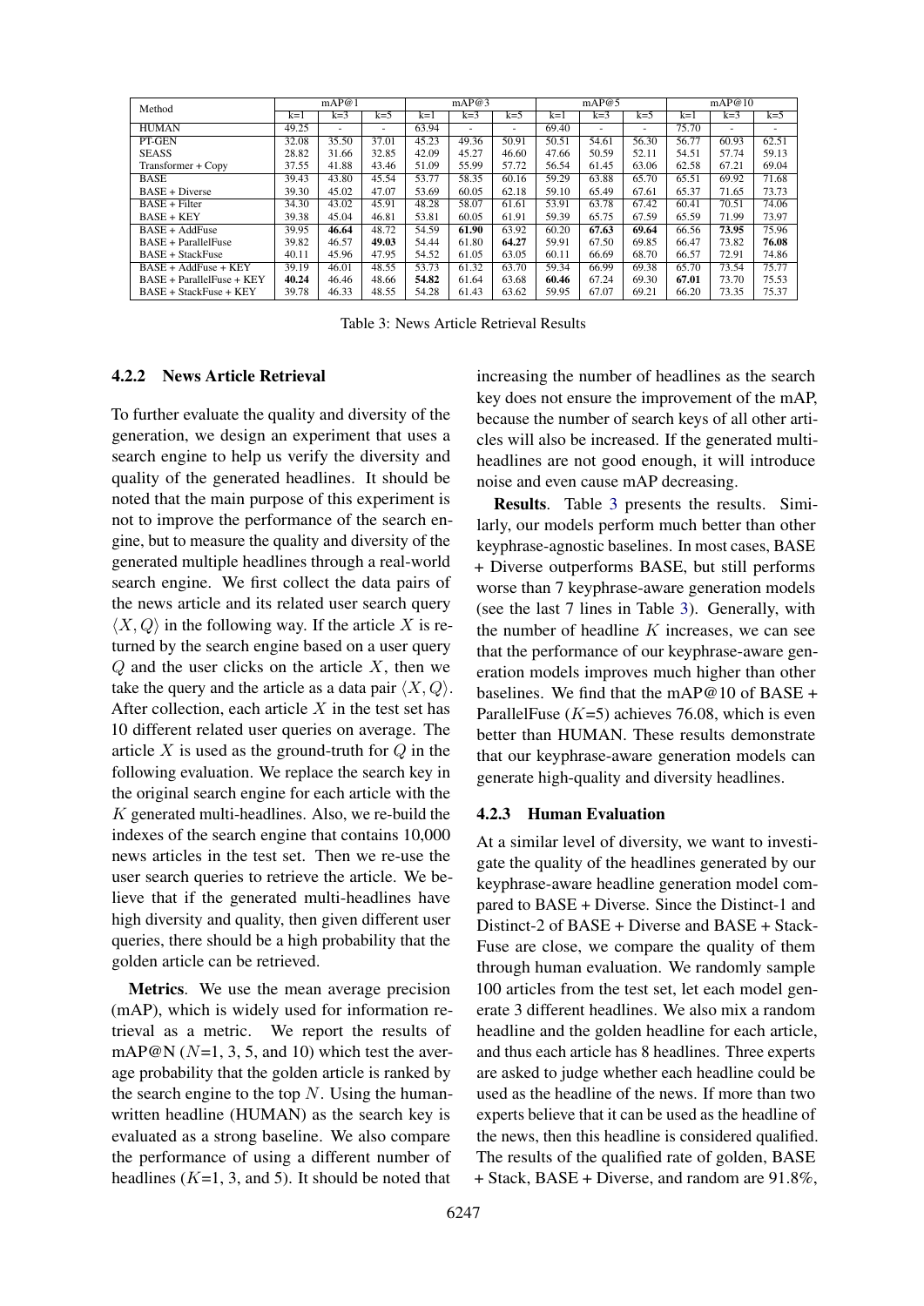| Method | mAP@1 | | | mAP@3 | | | mAP@5 | | | mAP@10 | | |
|---|---|---|---|---|---|---|---|---|---|---|---|---|
| | k=1 | k=3 | k=5 | k=1 | k=3 | k=5 | k=1 | k=3 | k=5 | k=1 | k=3 | k=5 |
| HUMAN | 49.25 | - | - | 63.94 | - | - | 69.40 | - | - | 75.70 | - | - |
| PT-GEN | 32.08 | 35.50 | 37.01 | 45.23 | 49.36 | 50.91 | 50.51 | 54.61 | 56.30 | 56.77 | 60.93 | 62.51 |
| SEASS | 28.82 | 31.66 | 32.85 | 42.09 | 45.27 | 46.60 | 47.66 | 50.59 | 52.11 | 54.51 | 57.74 | 59.13 |
| Transformer + Copy | 37.55 | 41.88 | 43.46 | 51.09 | 55.99 | 57.72 | 56.54 | 61.45 | 63.06 | 62.58 | 67.21 | 69.04 |
| BASE | 39.43 | 43.80 | 45.54 | 53.77 | 58.35 | 60.16 | 59.29 | 63.88 | 65.70 | 65.51 | 69.92 | 71.68 |
| BASE + Diverse | 39.30 | 45.02 | 47.07 | 53.69 | 60.05 | 62.18 | 59.10 | 65.49 | 67.61 | 65.37 | 71.65 | 73.73 |
| BASE + Filter | 34.30 | 43.02 | 45.91 | 48.28 | 58.07 | 61.61 | 53.91 | 63.78 | 67.42 | 60.41 | 70.51 | 74.06 |
| BASE + KEY | 39.38 | 45.04 | 46.81 | 53.81 | 60.05 | 61.91 | 59.39 | 65.75 | 67.59 | 65.59 | 71.99 | 73.97 |
| BASE + AddFuse | 39.95 | **46.64** | 48.72 | 54.59 | **61.90** | 63.92 | 60.20 | **67.63** | **69.64** | 66.56 | **73.95** | 75.96 |
| BASE + ParallelFuse | 39.82 | 46.57 | **49.03** | 54.44 | 61.80 | **64.27** | 59.91 | 67.50 | 69.85 | 66.47 | 73.82 | **76.08** |
| BASE + StackFuse | 40.11 | 45.96 | 47.95 | 54.52 | 61.05 | 63.05 | 60.11 | 66.69 | 68.70 | 66.57 | 72.91 | 74.86 |
| BASE + AddFuse + KEY | 39.19 | 46.01 | 48.55 | 53.73 | 61.32 | 63.70 | 59.34 | 66.99 | 69.38 | 65.70 | 73.54 | 75.77 |
| BASE + ParallelFuse + KEY | **40.24** | 46.46 | 48.66 | **54.82** | 61.64 | 63.68 | **60.46** | 67.24 | 69.30 | **67.01** | 73.70 | 75.53 |
| BASE + StackFuse + KEY | 39.78 | 46.33 | 48.55 | 54.28 | 61.43 | 63.62 | 59.95 | 67.07 | 69.21 | 66.20 | 73.35 | 75.37 |

Table 3: News Article Retrieval Results

#### 4.2.2 News Article Retrieval

To further evaluate the quality and diversity of the generation, we design an experiment that uses a search engine to help us verify the diversity and quality of the generated headlines. It should be noted that the main purpose of this experiment is not to improve the performance of the search engine, but to measure the quality and diversity of the generated multiple headlines through a real-world search engine. We first collect the data pairs of the news article and its related user search query $\langle X, Q \rangle$ in the following way. If the article $X$ is returned by the search engine based on a user query $Q$ and the user clicks on the article $X$, then we take the query and the article as a data pair $\langle X, Q \rangle$. After collection, each article $X$ in the test set has 10 different related user queries on average. The article $X$ is used as the ground-truth for $Q$ in the following evaluation. We replace the search key in the original search engine for each article with the $K$ generated multi-headlines. Also, we re-build the indexes of the search engine that contains 10,000 news articles in the test set. Then we re-use the user search queries to retrieve the article. We believe that if the generated multi-headlines have high diversity and quality, then given different user queries, there should be a high probability that the golden article can be retrieved.

**Metrics**. We use the mean average precision (mAP), which is widely used for information retrieval as a metric. We report the results of mAP@N ($N$=1, 3, 5, and 10) which test the average probability that the golden article is ranked by the search engine to the top $N$. Using the human-written headline (HUMAN) as the search key is evaluated as a strong baseline. We also compare the performance of using a different number of headlines ($K$=1, 3, and 5). It should be noted that increasing the number of headlines as the search key does not ensure the improvement of the mAP, because the number of search keys of all other articles will also be increased. If the generated multi-headlines are not good enough, it will introduce noise and even cause mAP decreasing.

**Results**. Table 3 presents the results. Similarly, our models perform much better than other keyphrase-agnostic baselines. In most cases, BASE + Diverse outperforms BASE, but still performs worse than 7 keyphrase-aware generation models (see the last 7 lines in Table 3). Generally, with the number of headline $K$ increases, we can see that the performance of our keyphrase-aware generation models improves much higher than other baselines. We find that the mAP@10 of BASE + ParallelFuse ($K$=5) achieves 76.08, which is even better than HUMAN. These results demonstrate that our keyphrase-aware generation models can generate high-quality and diversity headlines.

#### 4.2.3 Human Evaluation

At a similar level of diversity, we want to investigate the quality of the headlines generated by our keyphrase-aware headline generation model compared to BASE + Diverse. Since the Distinct-1 and Distinct-2 of BASE + Diverse and BASE + StackFuse are close, we compare the quality of them through human evaluation. We randomly sample 100 articles from the test set, let each model generate 3 different headlines. We also mix a random headline and the golden headline for each article, and thus each article has 8 headlines. Three experts are asked to judge whether each headline could be used as the headline of the news. If more than two experts believe that it can be used as the headline of the news, then this headline is considered qualified. The results of the qualified rate of golden, BASE + Stack, BASE + Diverse, and random are 91.8%,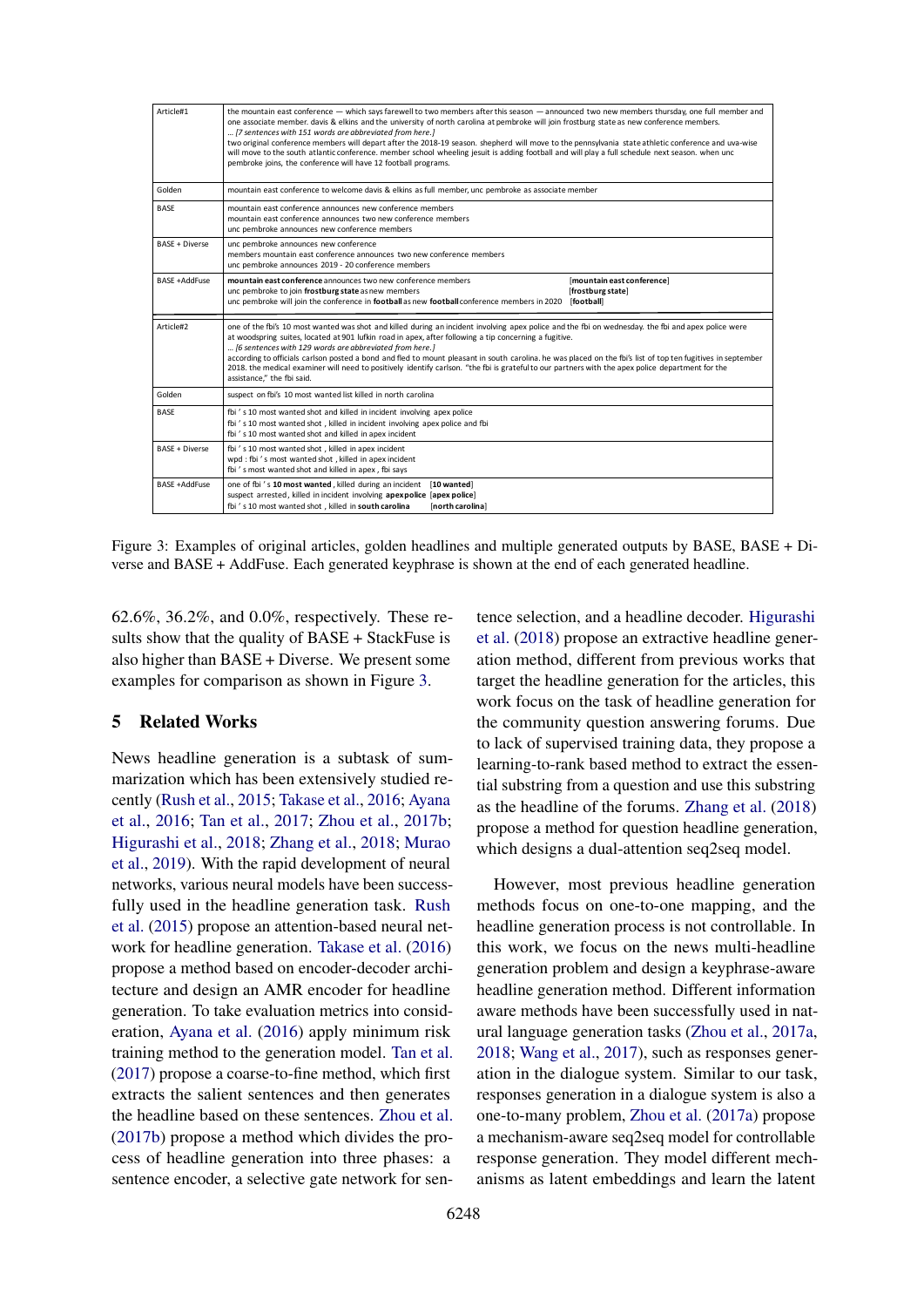| Article#1 | the mountain east conference — which says farewell to two members after this season — announced two new members thursday, one full member and one associate member. davis & elkins and the university of north carolina at pembroke will join frostburg state as new conference members. ... *[7 sentences with 151 words are abbreviated from here.]* two original conference members will depart after the 2018-19 season. shepherd will move to the pennsylvania state athletic conference and uva-wise will move to the south atlantic conference. member school wheeling jesuit is adding football and will play a full schedule next season. when unc pembroke joins, the conference will have 12 football programs. |
|---|---|
| Golden | mountain east conference to welcome davis & elkins as full member, unc pembroke as associate member |
| BASE | mountain east conference announces new conference members<br>mountain east conference announces two new conference members<br>unc pembroke announces new conference members |
| BASE + Diverse | unc pembroke announces new conference<br>members mountain east conference announces two new conference members<br>unc pembroke announces 2019 - 20 conference members |
| BASE +AddFuse | **mountain east conference** announces two new conference members [**mountain east conference**]<br>unc pembroke to join **frostburg state** as new members [**frostburg state**]<br>unc pembroke will join the conference in **football** as new **football** conference members in 2020 [**football**] |
| Article#2 | one of the fbi's 10 most wanted was shot and killed during an incident involving apex police and the fbi on wednesday. the fbi and apex police were at woodspring suites, located at 901 lufkin road in apex, after following a tip concerning a fugitive. ... *[6 sentences with 129 words are abbreviated from here.]* according to officials carlson posted a bond and fled to mount pleasant in south carolina. he was placed on the fbi's list of top ten fugitives in september 2018. the medical examiner will need to positively identify carlson. "the fbi is grateful to our partners with the apex police department for the assistance," the fbi said. |
| Golden | suspect on fbi's 10 most wanted list killed in north carolina |
| BASE | fbi ' s 10 most wanted shot and killed in incident involving apex police<br>fbi ' s 10 most wanted shot , killed in incident involving apex police and fbi<br>fbi ' s 10 most wanted shot and killed in apex incident |
| BASE + Diverse | fbi ' s 10 most wanted shot , killed in apex incident<br>wpd : fbi ' s most wanted shot , killed in apex incident<br>fbi ' s most wanted shot and killed in apex , fbi says |
| BASE +AddFuse | one of fbi ' s **10 most wanted** , killed during an incident [**10 wanted**]<br>suspect arrested , killed in incident involving **apex police** [**apex police**]<br>fbi ' s 10 most wanted shot , killed in **south carolina** [**north carolina**] |

Figure 3: Examples of original articles, golden headlines and multiple generated outputs by BASE, BASE + Diverse and BASE + AddFuse. Each generated keyphrase is shown at the end of each generated headline.

62.6%, 36.2%, and 0.0%, respectively. These results show that the quality of BASE + StackFuse is also higher than BASE + Diverse. We present some examples for comparison as shown in Figure 3.

## 5 Related Works

News headline generation is a subtask of summarization which has been extensively studied recently (Rush et al., 2015; Takase et al., 2016; Ayana et al., 2016; Tan et al., 2017; Zhou et al., 2017b; Higurashi et al., 2018; Zhang et al., 2018; Murao et al., 2019). With the rapid development of neural networks, various neural models have been successfully used in the headline generation task. Rush et al. (2015) propose an attention-based neural network for headline generation. Takase et al. (2016) propose a method based on encoder-decoder architecture and design an AMR encoder for headline generation. To take evaluation metrics into consideration, Ayana et al. (2016) apply minimum risk training method to the generation model. Tan et al. (2017) propose a coarse-to-fine method, which first extracts the salient sentences and then generates the headline based on these sentences. Zhou et al. (2017b) propose a method which divides the process of headline generation into three phases: a sentence encoder, a selective gate network for sentence selection, and a headline decoder. Higurashi et al. (2018) propose an extractive headline generation method, different from previous works that target the headline generation for the articles, this work focus on the task of headline generation for the community question answering forums. Due to lack of supervised training data, they propose a learning-to-rank based method to extract the essential substring from a question and use this substring as the headline of the forums. Zhang et al. (2018) propose a method for question headline generation, which designs a dual-attention seq2seq model.

However, most previous headline generation methods focus on one-to-one mapping, and the headline generation process is not controllable. In this work, we focus on the news multi-headline generation problem and design a keyphrase-aware headline generation method. Different information aware methods have been successfully used in natural language generation tasks (Zhou et al., 2017a, 2018; Wang et al., 2017), such as responses generation in the dialogue system. Similar to our task, responses generation in a dialogue system is also a one-to-many problem, Zhou et al. (2017a) propose a mechanism-aware seq2seq model for controllable response generation. They model different mechanisms as latent embeddings and learn the latent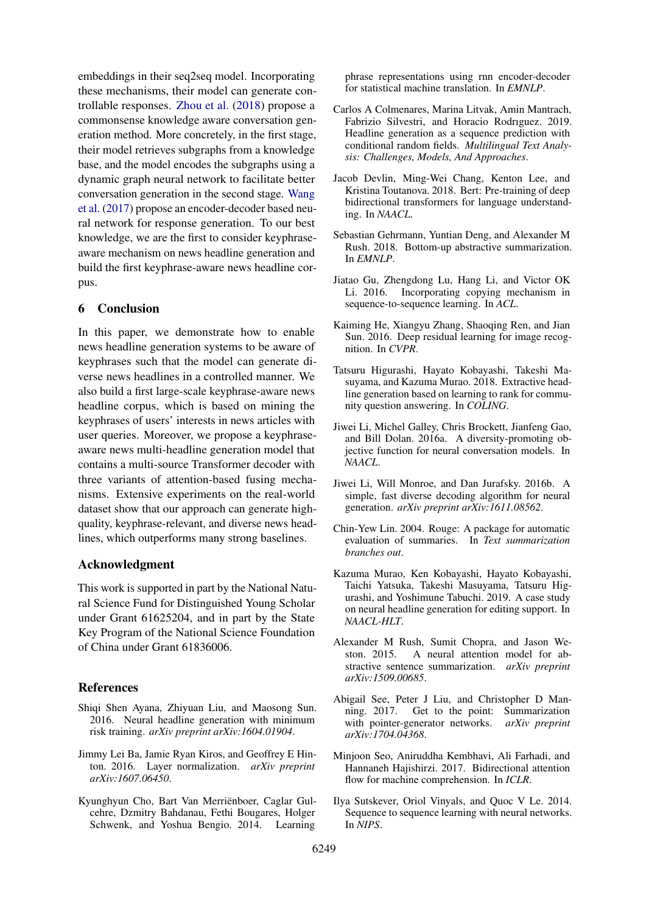embeddings in their seq2seq model. Incorporating these mechanisms, their model can generate controllable responses. Zhou et al. (2018) propose a commonsense knowledge aware conversation generation method. More concretely, in the first stage, their model retrieves subgraphs from a knowledge base, and the model encodes the subgraphs using a dynamic graph neural network to facilitate better conversation generation in the second stage. Wang et al. (2017) propose an encoder-decoder based neural network for response generation. To our best knowledge, we are the first to consider keyphrase-aware mechanism on news headline generation and build the first keyphrase-aware news headline corpus.

## 6 Conclusion

In this paper, we demonstrate how to enable news headline generation systems to be aware of keyphrases such that the model can generate diverse news headlines in a controlled manner. We also build a first large-scale keyphrase-aware news headline corpus, which is based on mining the keyphrases of users' interests in news articles with user queries. Moreover, we propose a keyphrase-aware news multi-headline generation model that contains a multi-source Transformer decoder with three variants of attention-based fusing mechanisms. Extensive experiments on the real-world dataset show that our approach can generate high-quality, keyphrase-relevant, and diverse news headlines, which outperforms many strong baselines.

## Acknowledgment

This work is supported in part by the National Natural Science Fund for Distinguished Young Scholar under Grant 61625204, and in part by the State Key Program of the National Science Foundation of China under Grant 61836006.

## References

Shiqi Shen Ayana, Zhiyuan Liu, and Maosong Sun. 2016. Neural headline generation with minimum risk training. *arXiv preprint arXiv:1604.01904*.

Jimmy Lei Ba, Jamie Ryan Kiros, and Geoffrey E Hinton. 2016. Layer normalization. *arXiv preprint arXiv:1607.06450*.

Kyunghyun Cho, Bart Van Merriënboer, Caglar Gulcehre, Dzmitry Bahdanau, Fethi Bougares, Holger Schwenk, and Yoshua Bengio. 2014. Learning phrase representations using rnn encoder-decoder for statistical machine translation. In *EMNLP*.

Carlos A Colmenares, Marina Litvak, Amin Mantrach, Fabrizio Silvestri, and Horacio Rodrıguez. 2019. Headline generation as a sequence prediction with conditional random fields. *Multilingual Text Analysis: Challenges, Models, And Approaches*.

Jacob Devlin, Ming-Wei Chang, Kenton Lee, and Kristina Toutanova. 2018. Bert: Pre-training of deep bidirectional transformers for language understanding. In *NAACL*.

Sebastian Gehrmann, Yuntian Deng, and Alexander M Rush. 2018. Bottom-up abstractive summarization. In *EMNLP*.

Jiatao Gu, Zhengdong Lu, Hang Li, and Victor OK Li. 2016. Incorporating copying mechanism in sequence-to-sequence learning. In *ACL*.

Kaiming He, Xiangyu Zhang, Shaoqing Ren, and Jian Sun. 2016. Deep residual learning for image recognition. In *CVPR*.

Tatsuru Higurashi, Hayato Kobayashi, Takeshi Masuyama, and Kazuma Murao. 2018. Extractive headline generation based on learning to rank for community question answering. In *COLING*.

Jiwei Li, Michel Galley, Chris Brockett, Jianfeng Gao, and Bill Dolan. 2016a. A diversity-promoting objective function for neural conversation models. In *NAACL*.

Jiwei Li, Will Monroe, and Dan Jurafsky. 2016b. A simple, fast diverse decoding algorithm for neural generation. *arXiv preprint arXiv:1611.08562*.

Chin-Yew Lin. 2004. Rouge: A package for automatic evaluation of summaries. In *Text summarization branches out*.

Kazuma Murao, Ken Kobayashi, Hayato Kobayashi, Taichi Yatsuka, Takeshi Masuyama, Tatsuru Higurashi, and Yoshimune Tabuchi. 2019. A case study on neural headline generation for editing support. In *NAACL-HLT*.

Alexander M Rush, Sumit Chopra, and Jason Weston. 2015. A neural attention model for abstractive sentence summarization. *arXiv preprint arXiv:1509.00685*.

Abigail See, Peter J Liu, and Christopher D Manning. 2017. Get to the point: Summarization with pointer-generator networks. *arXiv preprint arXiv:1704.04368*.

Minjoon Seo, Aniruddha Kembhavi, Ali Farhadi, and Hannaneh Hajishirzi. 2017. Bidirectional attention flow for machine comprehension. In *ICLR*.

Ilya Sutskever, Oriol Vinyals, and Quoc V Le. 2014. Sequence to sequence learning with neural networks. In *NIPS*.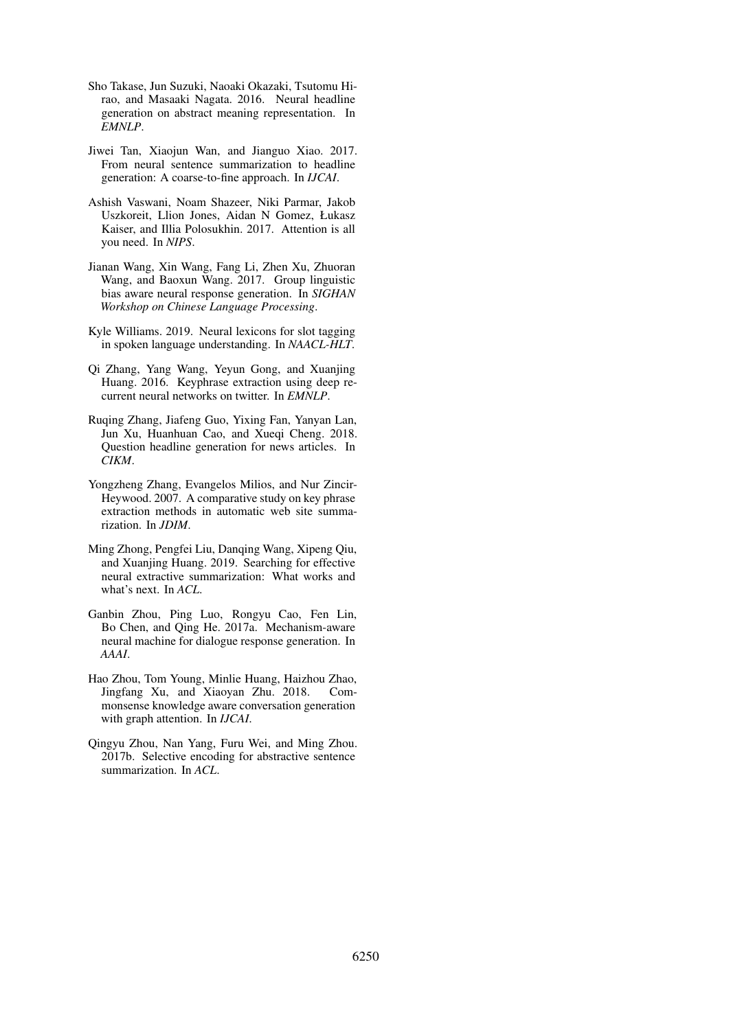Sho Takase, Jun Suzuki, Naoaki Okazaki, Tsutomu Hirao, and Masaaki Nagata. 2016. Neural headline generation on abstract meaning representation. In *EMNLP*.

Jiwei Tan, Xiaojun Wan, and Jianguo Xiao. 2017. From neural sentence summarization to headline generation: A coarse-to-fine approach. In *IJCAI*.

Ashish Vaswani, Noam Shazeer, Niki Parmar, Jakob Uszkoreit, Llion Jones, Aidan N Gomez, Łukasz Kaiser, and Illia Polosukhin. 2017. Attention is all you need. In *NIPS*.

Jianan Wang, Xin Wang, Fang Li, Zhen Xu, Zhuoran Wang, and Baoxun Wang. 2017. Group linguistic bias aware neural response generation. In *SIGHAN Workshop on Chinese Language Processing*.

Kyle Williams. 2019. Neural lexicons for slot tagging in spoken language understanding. In *NAACL-HLT*.

Qi Zhang, Yang Wang, Yeyun Gong, and Xuanjing Huang. 2016. Keyphrase extraction using deep recurrent neural networks on twitter. In *EMNLP*.

Ruqing Zhang, Jiafeng Guo, Yixing Fan, Yanyan Lan, Jun Xu, Huanhuan Cao, and Xueqi Cheng. 2018. Question headline generation for news articles. In *CIKM*.

Yongzheng Zhang, Evangelos Milios, and Nur Zincir-Heywood. 2007. A comparative study on key phrase extraction methods in automatic web site summarization. In *JDIM*.

Ming Zhong, Pengfei Liu, Danqing Wang, Xipeng Qiu, and Xuanjing Huang. 2019. Searching for effective neural extractive summarization: What works and what's next. In *ACL*.

Ganbin Zhou, Ping Luo, Rongyu Cao, Fen Lin, Bo Chen, and Qing He. 2017a. Mechanism-aware neural machine for dialogue response generation. In *AAAI*.

Hao Zhou, Tom Young, Minlie Huang, Haizhou Zhao, Jingfang Xu, and Xiaoyan Zhu. 2018. Commonsense knowledge aware conversation generation with graph attention. In *IJCAI*.

Qingyu Zhou, Nan Yang, Furu Wei, and Ming Zhou. 2017b. Selective encoding for abstractive sentence summarization. In *ACL*.